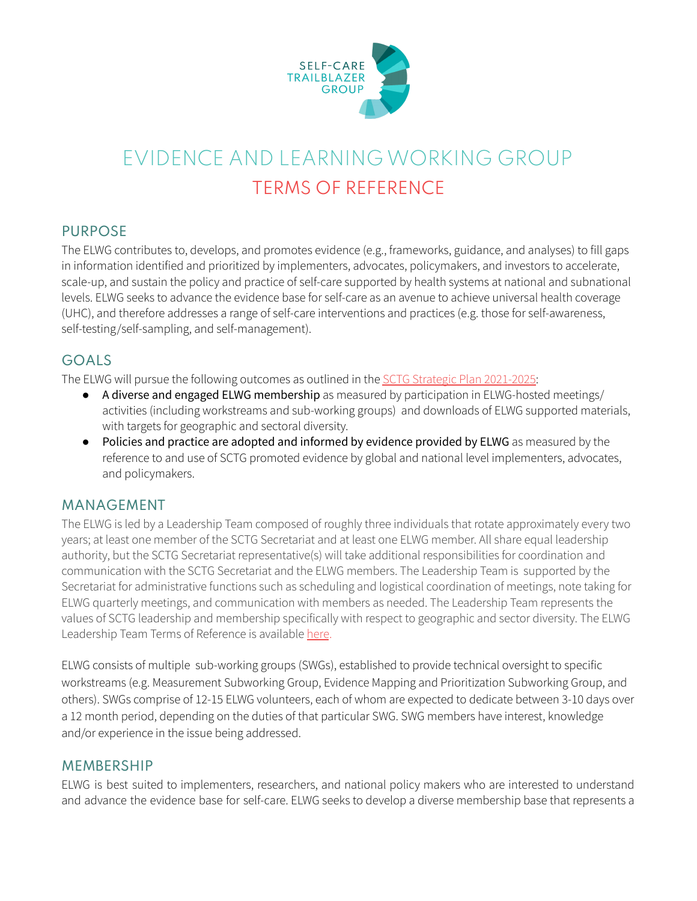SELF-CARE TRAILBLAZER GROUP

# EVIDENCE AND LEARNING WORKING GROUP

## TERMS OF REFERENCE

## PURPOSE

The ELWG contributes to, develops, and promotes evidence (e.g., frameworks, guidance, and analyses) to fill gaps in information identified and prioritized by implementers, advocates, policymakers, and investors to accelerate, scale-up, and sustain the policy and practice of self-care supported by health systems at national and subnational levels. ELWG seeks to advance the evidence base for self-care as an avenue to achieve universal health coverage (UHC), and therefore addresses a range of self-care interventions and practices (e.g. those for self-awareness, self-testing/self-sampling, and self-management).

## GOALS

The ELWG will pursue the following outcomes as outlined in the SCTG Strategic Plan 2021-2025:

- **A diverse and engaged ELWG membership** as measured by participation in ELWG-hosted meetings/ activities (including workstreams and sub-working groups) and downloads of ELWG supported materials, with targets for geographic and sectoral diversity.
- **Policies and practice are adopted and informed by evidence provided by ELWG** as measured by the reference to and use of SCTG promoted evidence by global and national level implementers, advocates, and policymakers.

## MANAGEMENT

The ELWG is led by a Leadership Team composed of roughly three individuals that rotate approximately every two years; at least one member of the SCTG Secretariat and at least one ELWG member. All share equal leadership authority, but the SCTG Secretariat representative(s) will take additional responsibilities for coordination and communication with the SCTG Secretariat and the ELWG members. The Leadership Team is supported by the Secretariat for administrative functions such as scheduling and logistical coordination of meetings, note taking for ELWG quarterly meetings, and communication with members as needed. The Leadership Team represents the values of SCTG leadership and membership specifically with respect to geographic and sector diversity. The ELWG Leadership Team Terms of Reference is available here.

ELWG consists of multiple sub-working groups (SWGs), established to provide technical oversight to specific workstreams (e.g. Measurement Subworking Group, Evidence Mapping and Prioritization Subworking Group, and others). SWGs comprise of 12-15 ELWG volunteers, each of whom are expected to dedicate between 3-10 days over a 12 month period, depending on the duties of that particular SWG. SWG members have interest, knowledge and/or experience in the issue being addressed.

## MEMBERSHIP

ELWG is best suited to implementers, researchers, and national policy makers who are interested to understand and advance the evidence base for self-care. ELWG seeks to develop a diverse membership base that represents a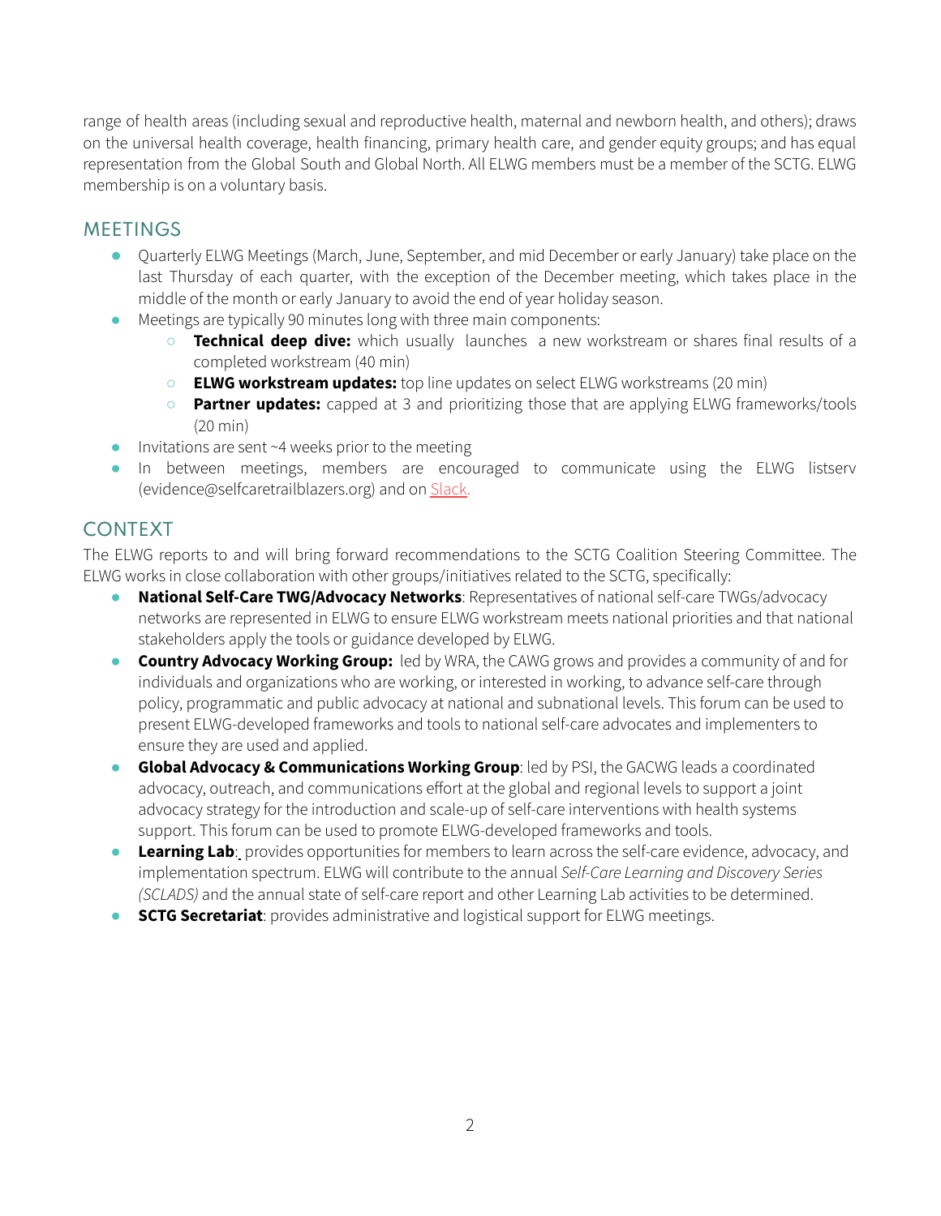range of health areas (including sexual and reproductive health, maternal and newborn health, and others); draws on the universal health coverage, health financing, primary health care, and gender equity groups; and has equal representation from the Global South and Global North. All ELWG members must be a member of the SCTG. ELWG membership is on a voluntary basis.

## MEETINGS

- Quarterly ELWG Meetings (March, June, September, and mid December or early January) take place on the last Thursday of each quarter, with the exception of the December meeting, which takes place in the middle of the month or early January to avoid the end of year holiday season.
- Meetings are typically 90 minutes long with three main components:
  - **Technical deep dive:** which usually launches a new workstream or shares final results of a completed workstream (40 min)
  - **ELWG workstream updates:** top line updates on select ELWG workstreams (20 min)
  - **Partner updates:** capped at 3 and prioritizing those that are applying ELWG frameworks/tools (20 min)
- Invitations are sent ~4 weeks prior to the meeting
- In between meetings, members are encouraged to communicate using the ELWG listserv (evidence@selfcaretrailblazers.org) and on Slack.

## CONTEXT

The ELWG reports to and will bring forward recommendations to the SCTG Coalition Steering Committee. The ELWG works in close collaboration with other groups/initiatives related to the SCTG, specifically:

- **National Self-Care TWG/Advocacy Networks**: Representatives of national self-care TWGs/advocacy networks are represented in ELWG to ensure ELWG workstream meets national priorities and that national stakeholders apply the tools or guidance developed by ELWG.
- **Country Advocacy Working Group:** led by WRA, the CAWG grows and provides a community of and for individuals and organizations who are working, or interested in working, to advance self-care through policy, programmatic and public advocacy at national and subnational levels. This forum can be used to present ELWG-developed frameworks and tools to national self-care advocates and implementers to ensure they are used and applied.
- **Global Advocacy & Communications Working Group**: led by PSI, the GACWG leads a coordinated advocacy, outreach, and communications effort at the global and regional levels to support a joint advocacy strategy for the introduction and scale-up of self-care interventions with health systems support. This forum can be used to promote ELWG-developed frameworks and tools.
- **Learning Lab**: provides opportunities for members to learn across the self-care evidence, advocacy, and implementation spectrum. ELWG will contribute to the annual *Self-Care Learning and Discovery Series (SCLADS)* and the annual state of self-care report and other Learning Lab activities to be determined.
- **SCTG Secretariat**: provides administrative and logistical support for ELWG meetings.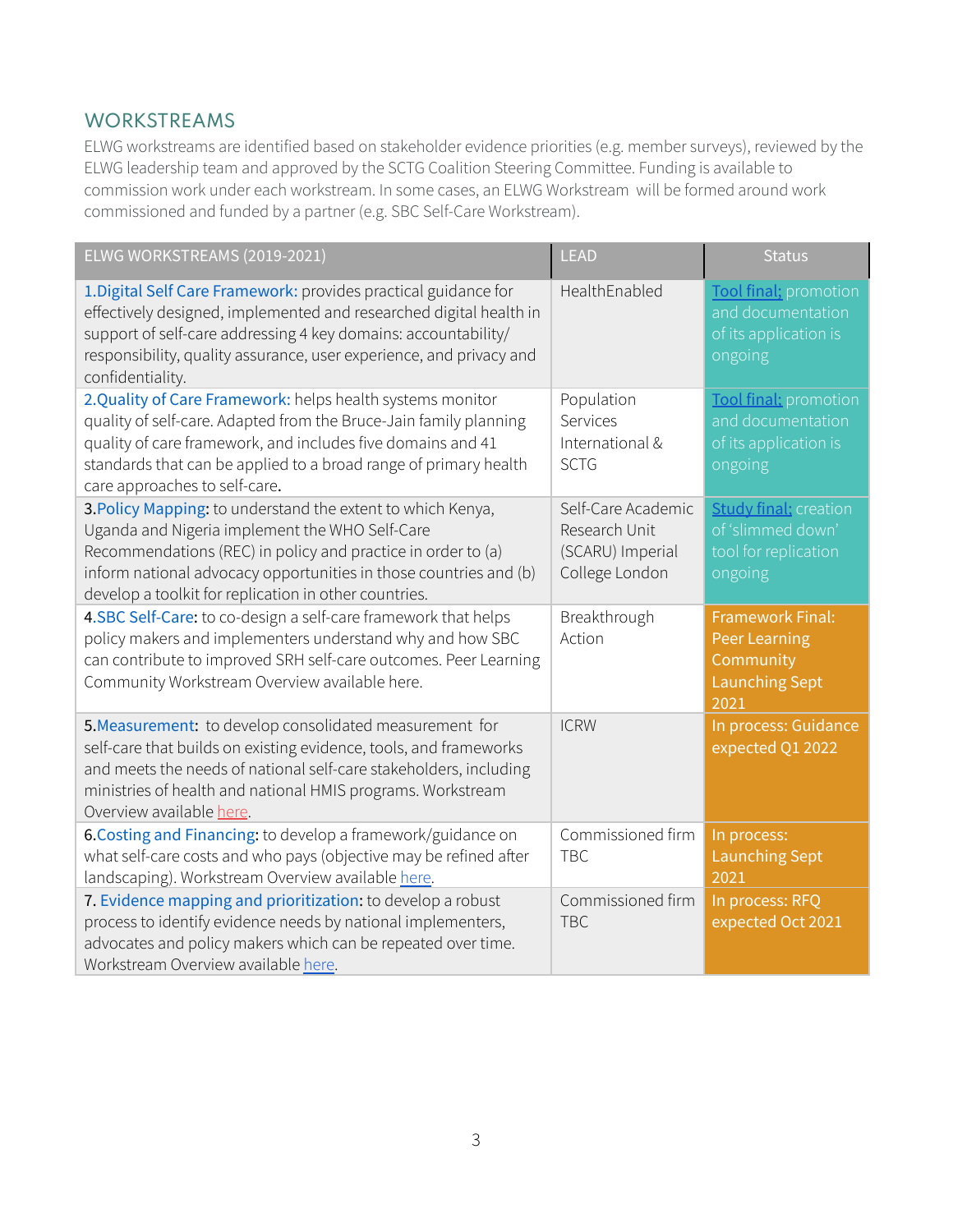## WORKSTREAMS

ELWG workstreams are identified based on stakeholder evidence priorities (e.g. member surveys), reviewed by the ELWG leadership team and approved by the SCTG Coalition Steering Committee. Funding is available to commission work under each workstream. In some cases, an ELWG Workstream will be formed around work commissioned and funded by a partner (e.g. SBC Self-Care Workstream).

| ELWG WORKSTREAMS (2019-2021) | LEAD | Status |
|---|---|---|
| 1.Digital Self Care Framework: provides practical guidance for effectively designed, implemented and researched digital health in support of self-care addressing 4 key domains: accountability/ responsibility, quality assurance, user experience, and privacy and confidentiality. | HealthEnabled | Tool final; promotion and documentation of its application is ongoing |
| 2.Quality of Care Framework: helps health systems monitor quality of self-care. Adapted from the Bruce-Jain family planning quality of care framework, and includes five domains and 41 standards that can be applied to a broad range of primary health care approaches to self-care. | Population Services International & SCTG | Tool final; promotion and documentation of its application is ongoing |
| 3.Policy Mapping: to understand the extent to which Kenya, Uganda and Nigeria implement the WHO Self-Care Recommendations (REC) in policy and practice in order to (a) inform national advocacy opportunities in those countries and (b) develop a toolkit for replication in other countries. | Self-Care Academic Research Unit (SCARU) Imperial College London | Study final; creation of 'slimmed down' tool for replication ongoing |
| 4.SBC Self-Care: to co-design a self-care framework that helps policy makers and implementers understand why and how SBC can contribute to improved SRH self-care outcomes. Peer Learning Community Workstream Overview available here. | Breakthrough Action | Framework Final: Peer Learning Community Launching Sept 2021 |
| 5.Measurement: to develop consolidated measurement for self-care that builds on existing evidence, tools, and frameworks and meets the needs of national self-care stakeholders, including ministries of health and national HMIS programs. Workstream Overview available here. | ICRW | In process: Guidance expected Q1 2022 |
| 6.Costing and Financing: to develop a framework/guidance on what self-care costs and who pays (objective may be refined after landscaping). Workstream Overview available here. | Commissioned firm TBC | In process: Launching Sept 2021 |
| 7. Evidence mapping and prioritization: to develop a robust process to identify evidence needs by national implementers, advocates and policy makers which can be repeated over time. Workstream Overview available here. | Commissioned firm TBC | In process: RFQ expected Oct 2021 |